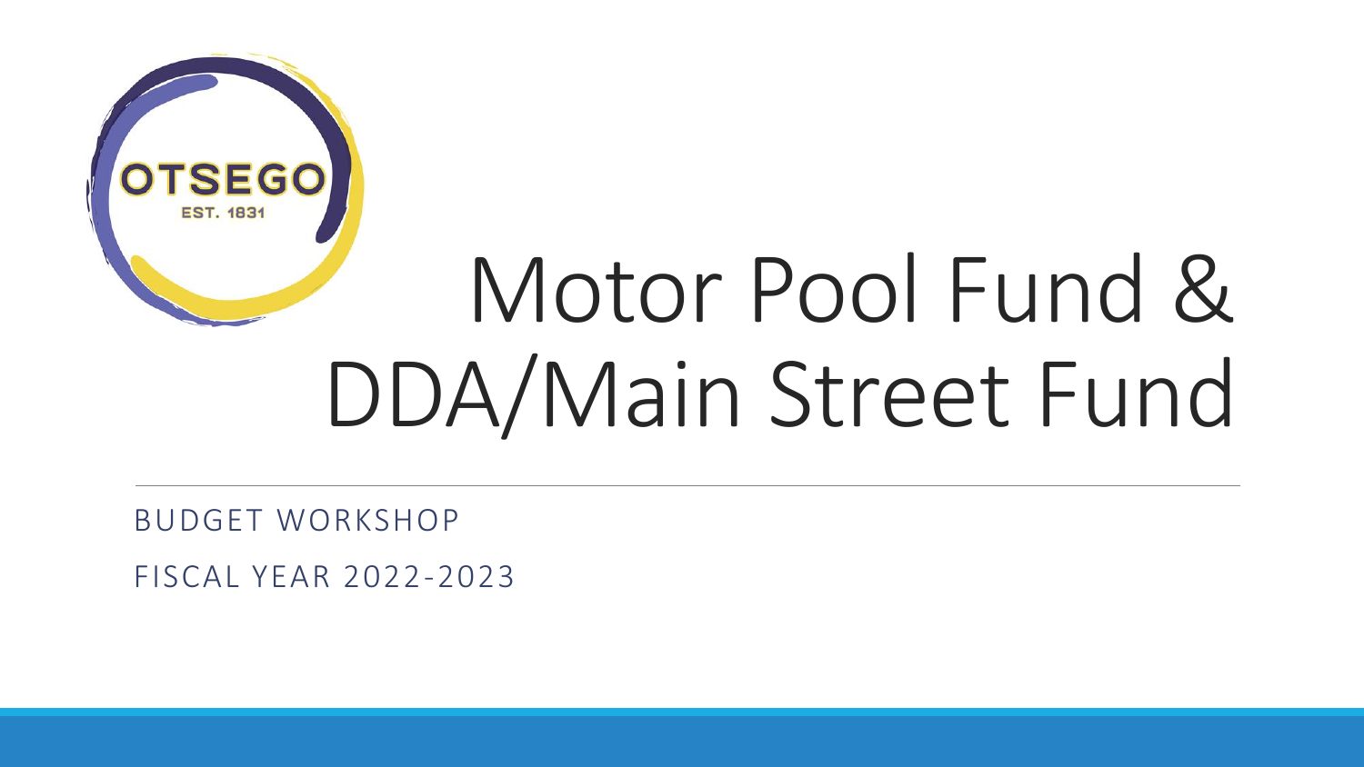OTSEGO

EST. 1831

# Motor Pool Fund & DDA/Main Street Fund

BUDGET WORKSHOP

FISCAL YEAR 2022-2023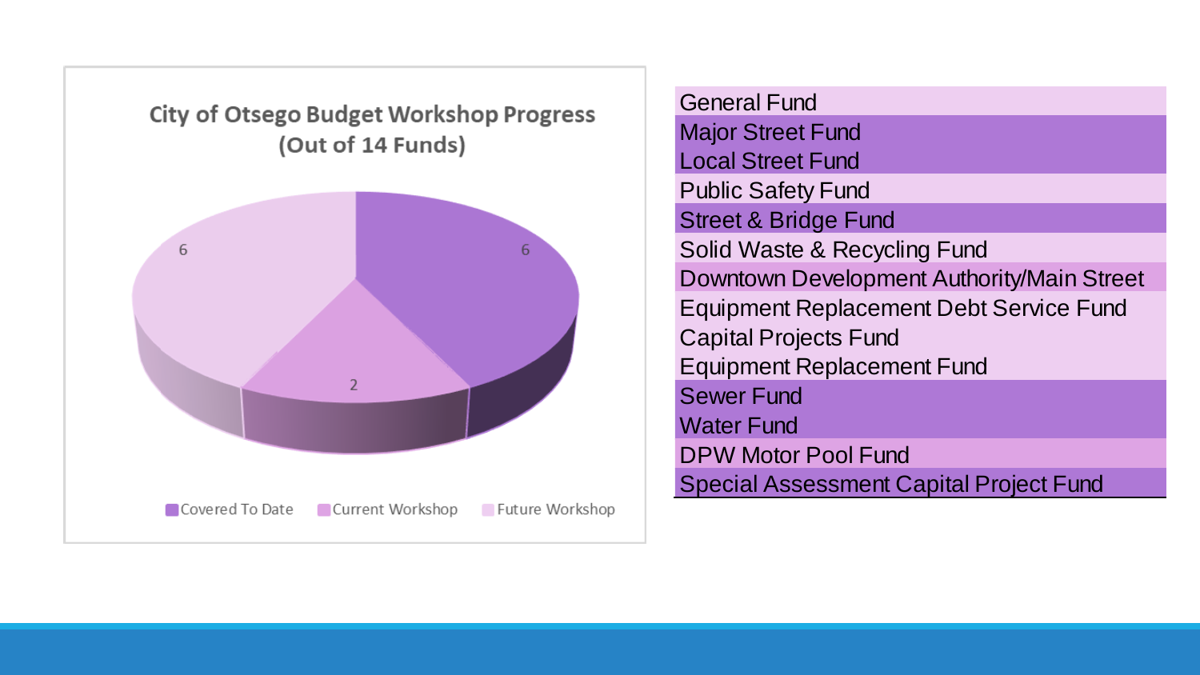**City of Otsego Budget Workshop Progress (Out of 14 Funds)**

| Category | Count |
|---|---|
| Covered To Date | 6 |
| Current Workshop | 2 |
| Future Workshop | 6 |

| Fund |
|---|
| General Fund |
| Major Street Fund |
| Local Street Fund |
| Public Safety Fund |
| Street & Bridge Fund |
| Solid Waste & Recycling Fund |
| Downtown Development Authority/Main Street |
| Equipment Replacement Debt Service Fund |
| Capital Projects Fund |
| Equipment Replacement Fund |
| Sewer Fund |
| Water Fund |
| DPW Motor Pool Fund |
| Special Assessment Capital Project Fund |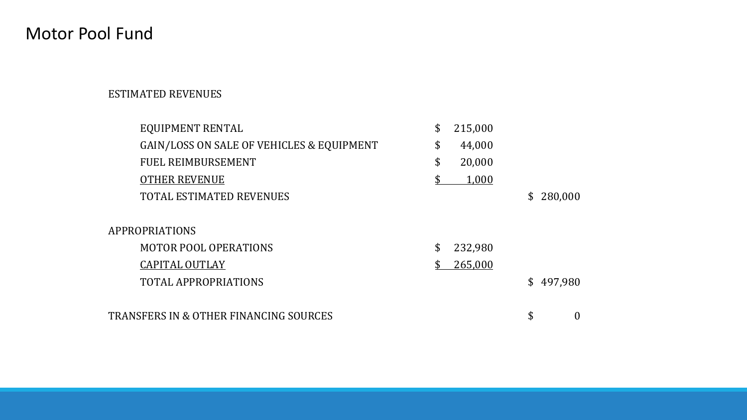# Motor Pool Fund

| | | |
|---|---|---|
| ESTIMATED REVENUES | | |
| EQUIPMENT RENTAL | $ 215,000 | |
| GAIN/LOSS ON SALE OF VEHICLES & EQUIPMENT | $ 44,000 | |
| FUEL REIMBURSEMENT | $ 20,000 | |
| OTHER REVENUE | $ 1,000 | |
| TOTAL ESTIMATED REVENUES | | $ 280,000 |
| APPROPRIATIONS | | |
| MOTOR POOL OPERATIONS | $ 232,980 | |
| CAPITAL OUTLAY | $ 265,000 | |
| TOTAL APPROPRIATIONS | | $ 497,980 |
| TRANSFERS IN & OTHER FINANCING SOURCES | | $ 0 |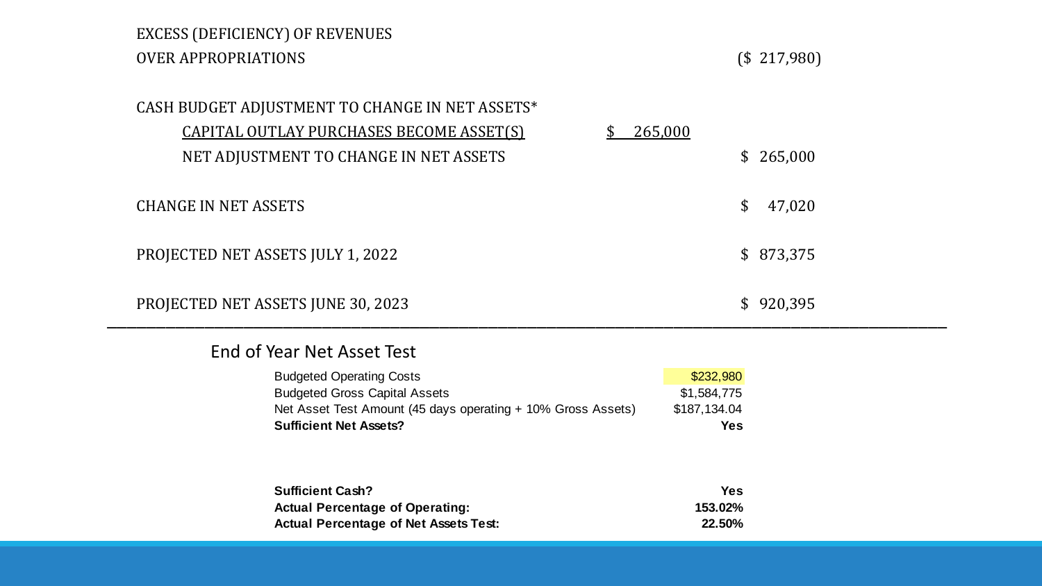| | | |
|---|---|---|
| EXCESS (DEFICIENCY) OF REVENUES OVER APPROPRIATIONS | | ($ 217,980) |
| CASH BUDGET ADJUSTMENT TO CHANGE IN NET ASSETS* | | |
| CAPITAL OUTLAY PURCHASES BECOME ASSET(S) | $ 265,000 | |
| NET ADJUSTMENT TO CHANGE IN NET ASSETS | | $ 265,000 |
| CHANGE IN NET ASSETS | | $ 47,020 |
| PROJECTED NET ASSETS JULY 1, 2022 | | $ 873,375 |
| PROJECTED NET ASSETS JUNE 30, 2023 | | $ 920,395 |

---

## End of Year Net Asset Test

| | |
|---|---|
| Budgeted Operating Costs | $232,980 |
| Budgeted Gross Capital Assets | $1,584,775 |
| Net Asset Test Amount (45 days operating + 10% Gross Assets) | $187,134.04 |
| **Sufficient Net Assets?** | **Yes** |

| | |
|---|---|
| **Sufficient Cash?** | **Yes** |
| **Actual Percentage of Operating:** | **153.02%** |
| **Actual Percentage of Net Assets Test:** | **22.50%** |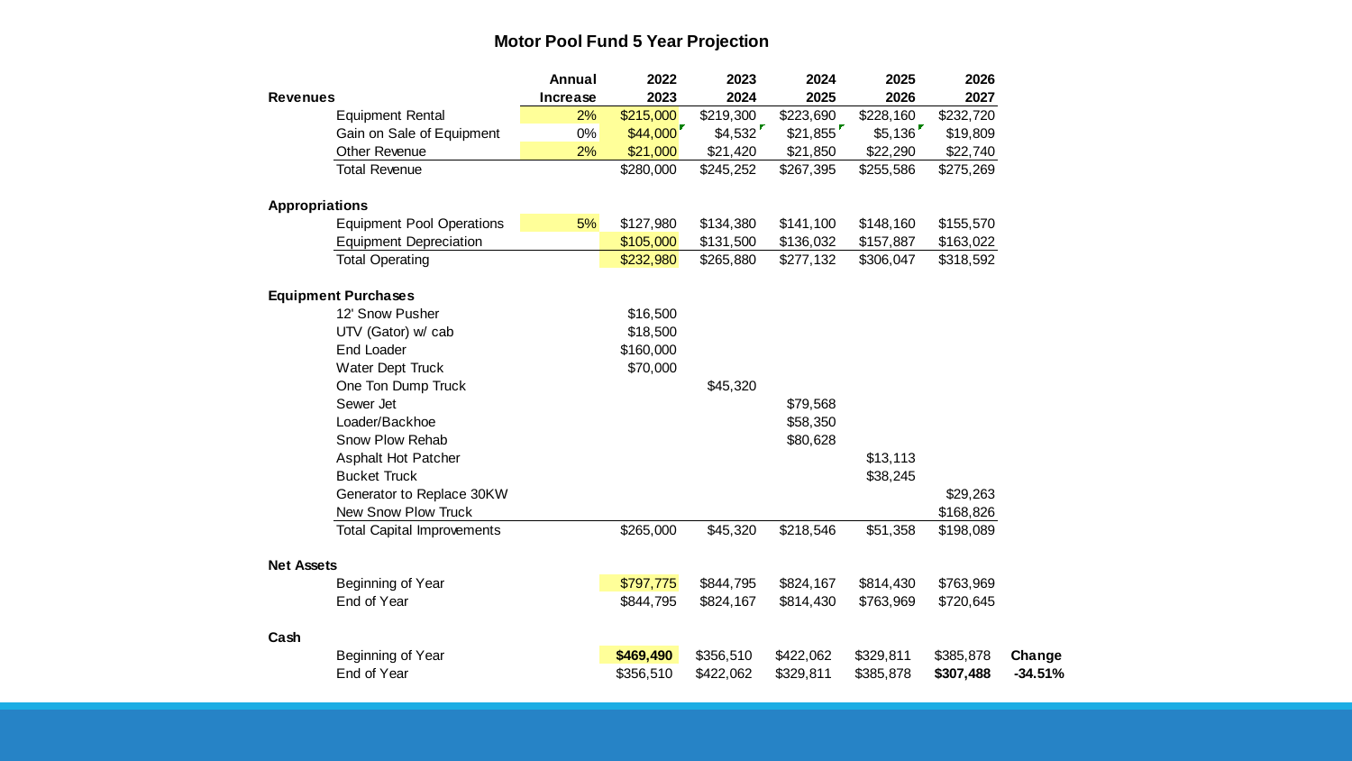# Motor Pool Fund 5 Year Projection

| | Annual Increase | 2022 2023 | 2023 2024 | 2024 2025 | 2025 2026 | 2026 2027 | |
|---|---|---|---|---|---|---|---|
| **Revenues** | | | | | | | |
| Equipment Rental | 2% | $215,000 | $219,300 | $223,690 | $228,160 | $232,720 | |
| Gain on Sale of Equipment | 0% | $44,000 | $4,532 | $21,855 | $5,136 | $19,809 | |
| Other Revenue | 2% | $21,000 | $21,420 | $21,850 | $22,290 | $22,740 | |
| Total Revenue | | $280,000 | $245,252 | $267,395 | $255,586 | $275,269 | |
| **Appropriations** | | | | | | | |
| Equipment Pool Operations | 5% | $127,980 | $134,380 | $141,100 | $148,160 | $155,570 | |
| Equipment Depreciation | | $105,000 | $131,500 | $136,032 | $157,887 | $163,022 | |
| Total Operating | | $232,980 | $265,880 | $277,132 | $306,047 | $318,592 | |
| **Equipment Purchases** | | | | | | | |
| 12' Snow Pusher | | $16,500 | | | | | |
| UTV (Gator) w/ cab | | $18,500 | | | | | |
| End Loader | | $160,000 | | | | | |
| Water Dept Truck | | $70,000 | | | | | |
| One Ton Dump Truck | | | $45,320 | | | | |
| Sewer Jet | | | | $79,568 | | | |
| Loader/Backhoe | | | | $58,350 | | | |
| Snow Plow Rehab | | | | $80,628 | | | |
| Asphalt Hot Patcher | | | | | $13,113 | | |
| Bucket Truck | | | | | $38,245 | | |
| Generator to Replace 30KW | | | | | | $29,263 | |
| New Snow Plow Truck | | | | | | $168,826 | |
| Total Capital Improvements | | $265,000 | $45,320 | $218,546 | $51,358 | $198,089 | |
| **Net Assets** | | | | | | | |
| Beginning of Year | | $797,775 | $844,795 | $824,167 | $814,430 | $763,969 | |
| End of Year | | $844,795 | $824,167 | $814,430 | $763,969 | $720,645 | |
| **Cash** | | | | | | | |
| Beginning of Year | | **$469,490** | $356,510 | $422,062 | $329,811 | $385,878 | **Change** |
| End of Year | | $356,510 | $422,062 | $329,811 | $385,878 | **$307,488** | **-34.51%** |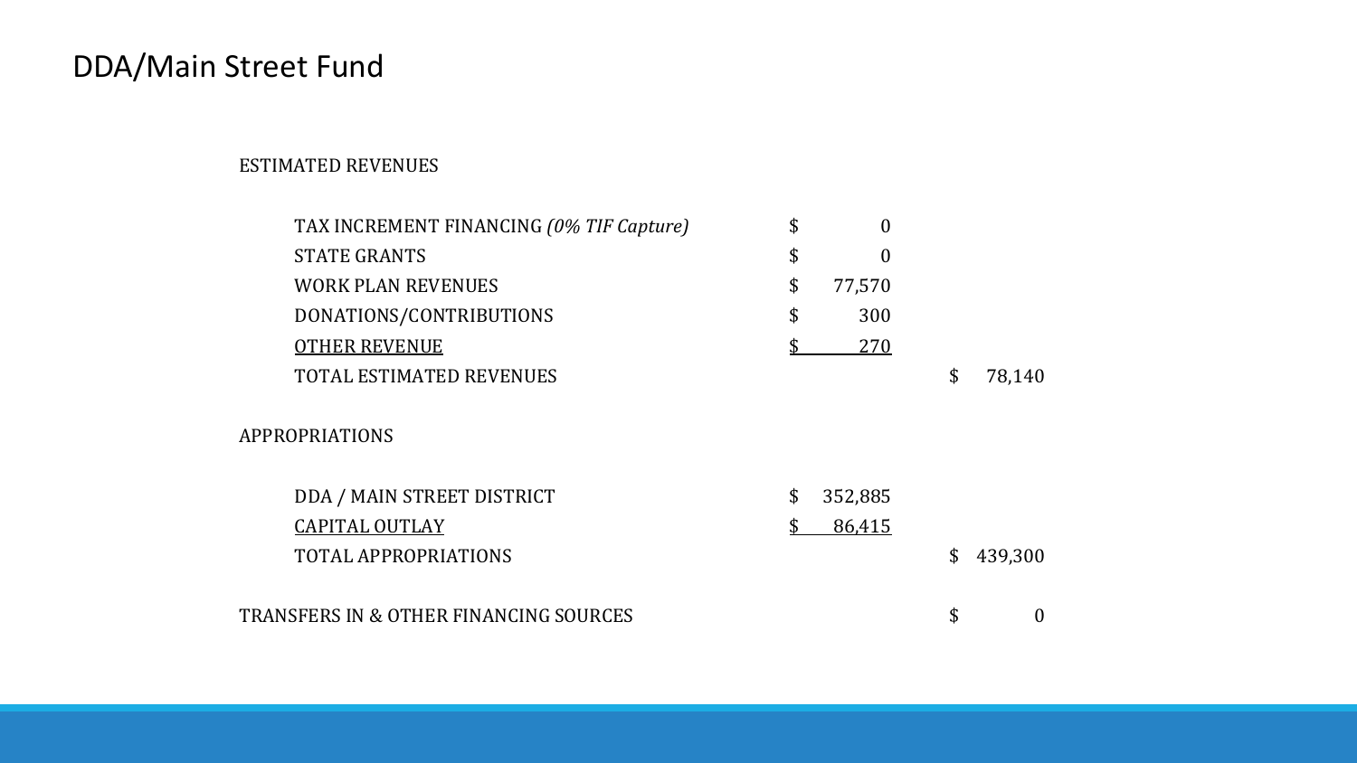# DDA/Main Street Fund

| | | |
|---|---|---|
| ESTIMATED REVENUES | | |
| TAX INCREMENT FINANCING *(0% TIF Capture)* | $ 0 | |
| STATE GRANTS | $ 0 | |
| WORK PLAN REVENUES | $ 77,570 | |
| DONATIONS/CONTRIBUTIONS | $ 300 | |
| OTHER REVENUE | $ 270 | |
| TOTAL ESTIMATED REVENUES | | $ 78,140 |
| APPROPRIATIONS | | |
| DDA / MAIN STREET DISTRICT | $ 352,885 | |
| CAPITAL OUTLAY | $ 86,415 | |
| TOTAL APPROPRIATIONS | | $ 439,300 |
| TRANSFERS IN & OTHER FINANCING SOURCES | | $ 0 |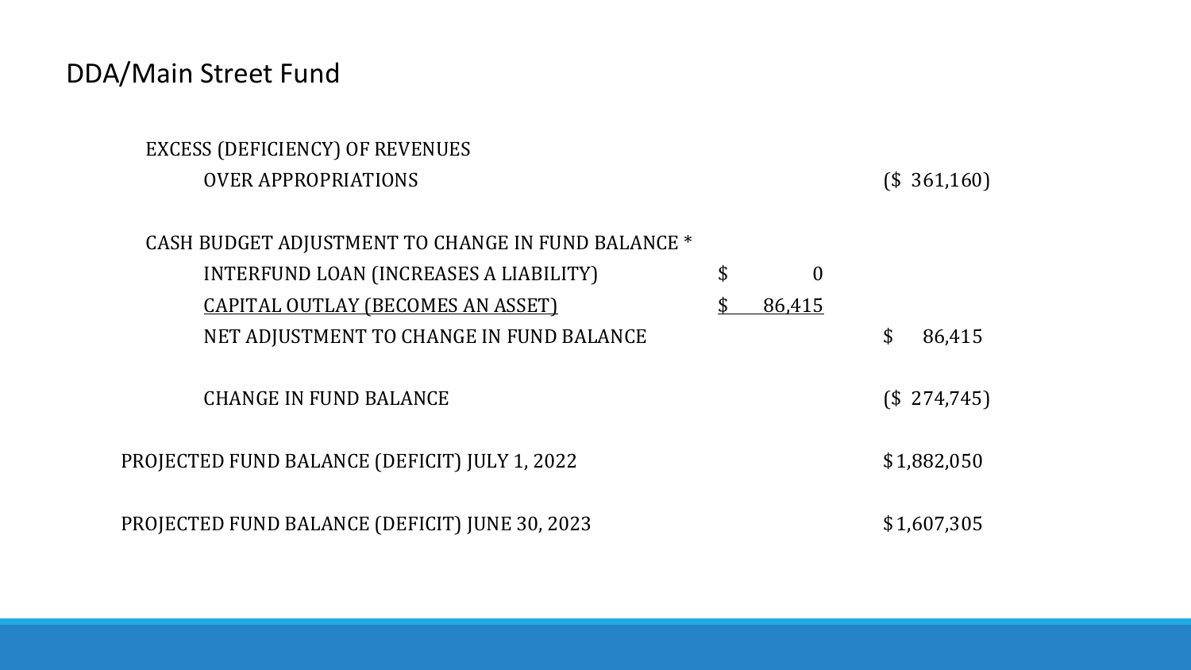## DDA/Main Street Fund

| | | |
|---|---|---|
| EXCESS (DEFICIENCY) OF REVENUES OVER APPROPRIATIONS | | ($ 361,160) |
| | | |
| CASH BUDGET ADJUSTMENT TO CHANGE IN FUND BALANCE * | | |
| INTERFUND LOAN (INCREASES A LIABILITY) | $ 0 | |
| CAPITAL OUTLAY (BECOMES AN ASSET) | $ 86,415 | |
| NET ADJUSTMENT TO CHANGE IN FUND BALANCE | | $ 86,415 |
| | | |
| CHANGE IN FUND BALANCE | | ($ 274,745) |
| | | |
| PROJECTED FUND BALANCE (DEFICIT) JULY 1, 2022 | | $1,882,050 |
| | | |
| PROJECTED FUND BALANCE (DEFICIT) JUNE 30, 2023 | | $1,607,305 |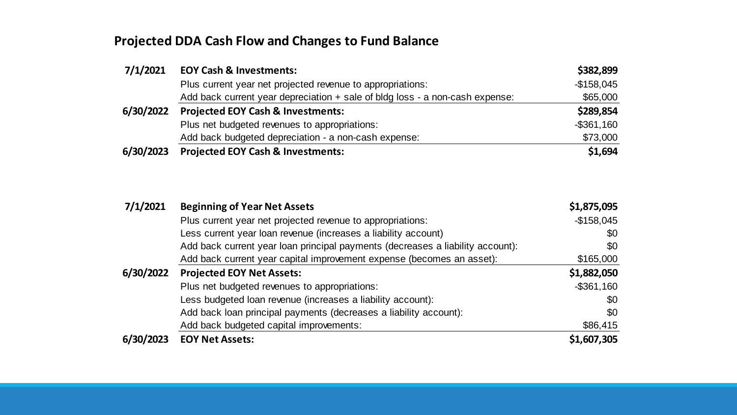## Projected DDA Cash Flow and Changes to Fund Balance

| Date | Description | Amount |
|---|---|---|
| **7/1/2021** | **EOY Cash & Investments:** | **$382,899** |
| | Plus current year net projected revenue to appropriations: | -$158,045 |
| | Add back current year depreciation + sale of bldg loss - a non-cash expense: | $65,000 |
| **6/30/2022** | **Projected EOY Cash & Investments:** | **$289,854** |
| | Plus net budgeted revenues to appropriations: | -$361,160 |
| | Add back budgeted depreciation - a non-cash expense: | $73,000 |
| **6/30/2023** | **Projected EOY Cash & Investments:** | **$1,694** |

| Date | Description | Amount |
|---|---|---|
| **7/1/2021** | **Beginning of Year Net Assets** | **$1,875,095** |
| | Plus current year net projected revenue to appropriations: | -$158,045 |
| | Less current year loan revenue (increases a liability account) | $0 |
| | Add back current year loan principal payments (decreases a liability account): | $0 |
| | Add back current year capital improvement expense (becomes an asset): | $165,000 |
| **6/30/2022** | **Projected EOY Net Assets:** | **$1,882,050** |
| | Plus net budgeted revenues to appropriations: | -$361,160 |
| | Less budgeted loan revenue (increases a liability account): | $0 |
| | Add back loan principal payments (decreases a liability account): | $0 |
| | Add back budgeted capital improvements: | $86,415 |
| **6/30/2023** | **EOY Net Assets:** | **$1,607,305** |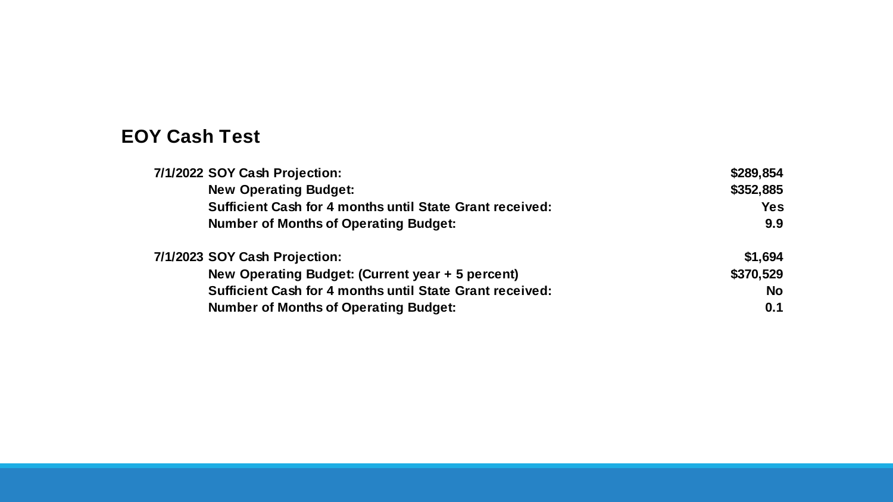## EOY Cash Test

| | |
|---|---|
| **7/1/2022 SOY Cash Projection:** | **$289,854** |
| **New Operating Budget:** | **$352,885** |
| **Sufficient Cash for 4 months until State Grant received:** | **Yes** |
| **Number of Months of Operating Budget:** | **9.9** |
| **7/1/2023 SOY Cash Projection:** | **$1,694** |
| **New Operating Budget: (Current year + 5 percent)** | **$370,529** |
| **Sufficient Cash for 4 months until State Grant received:** | **No** |
| **Number of Months of Operating Budget:** | **0.1** |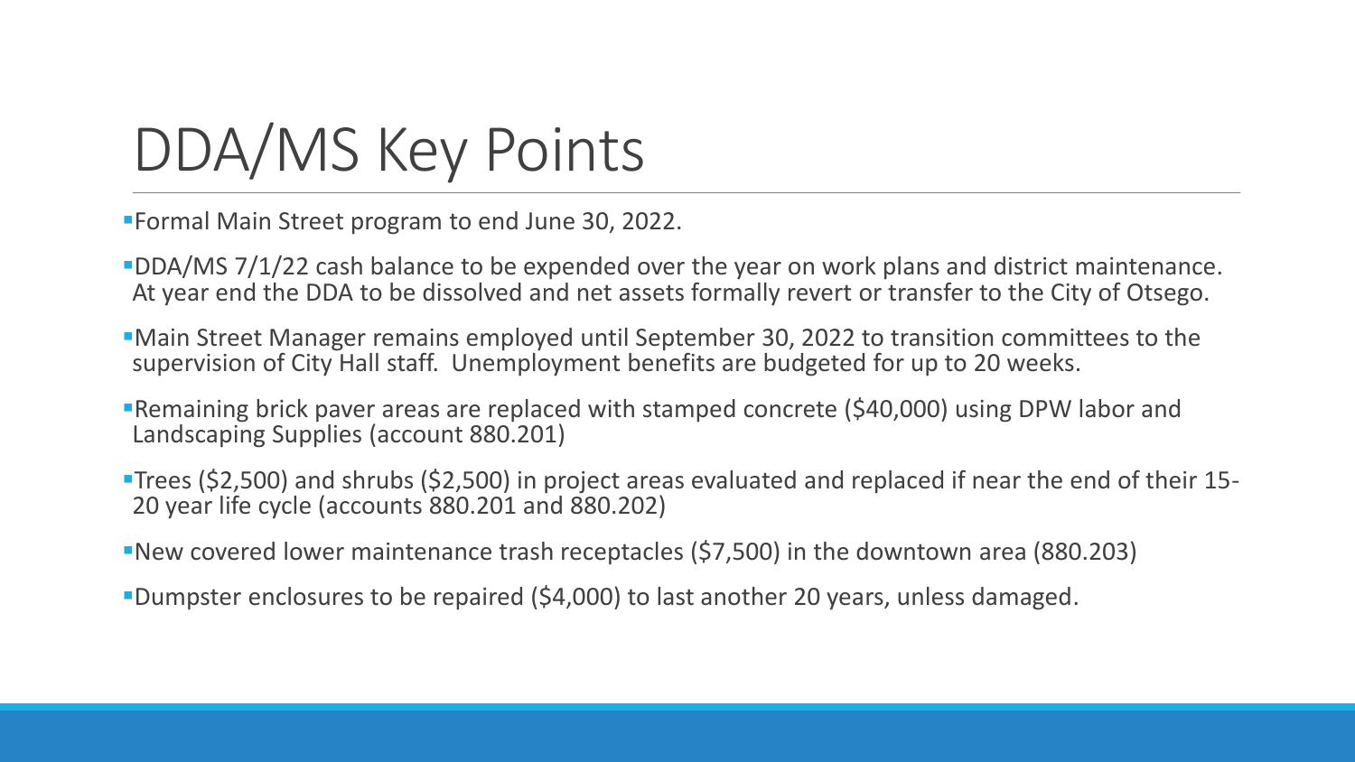# DDA/MS Key Points

- Formal Main Street program to end June 30, 2022.
- DDA/MS 7/1/22 cash balance to be expended over the year on work plans and district maintenance. At year end the DDA to be dissolved and net assets formally revert or transfer to the City of Otsego.
- Main Street Manager remains employed until September 30, 2022 to transition committees to the supervision of City Hall staff. Unemployment benefits are budgeted for up to 20 weeks.
- Remaining brick paver areas are replaced with stamped concrete ($40,000) using DPW labor and Landscaping Supplies (account 880.201)
- Trees ($2,500) and shrubs ($2,500) in project areas evaluated and replaced if near the end of their 15-20 year life cycle (accounts 880.201 and 880.202)
- New covered lower maintenance trash receptacles ($7,500) in the downtown area (880.203)
- Dumpster enclosures to be repaired ($4,000) to last another 20 years, unless damaged.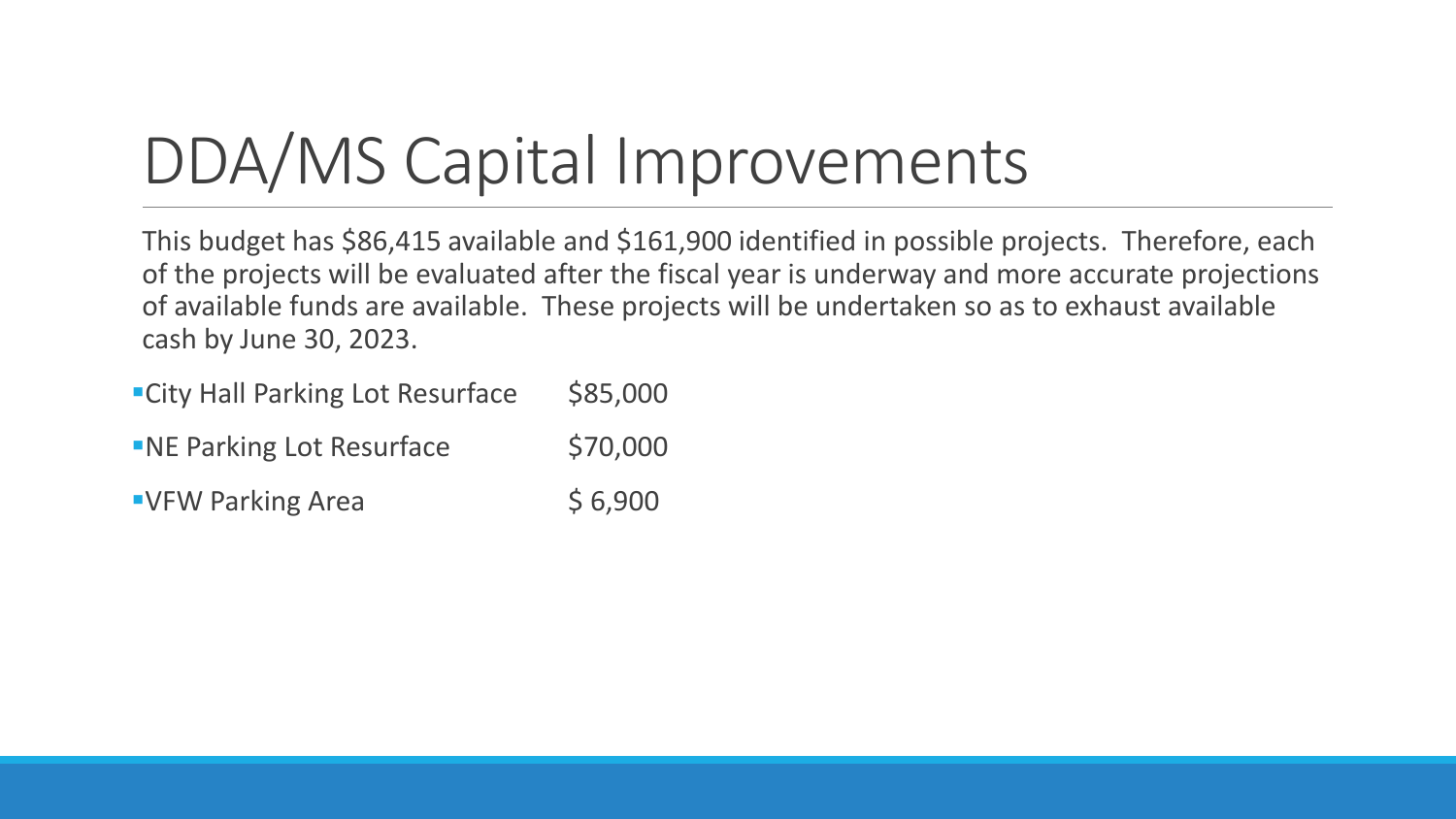# DDA/MS Capital Improvements

This budget has $86,415 available and $161,900 identified in possible projects. Therefore, each of the projects will be evaluated after the fiscal year is underway and more accurate projections of available funds are available. These projects will be undertaken so as to exhaust available cash by June 30, 2023.

- City Hall Parking Lot Resurface $85,000
- NE Parking Lot Resurface $70,000
- VFW Parking Area $ 6,900